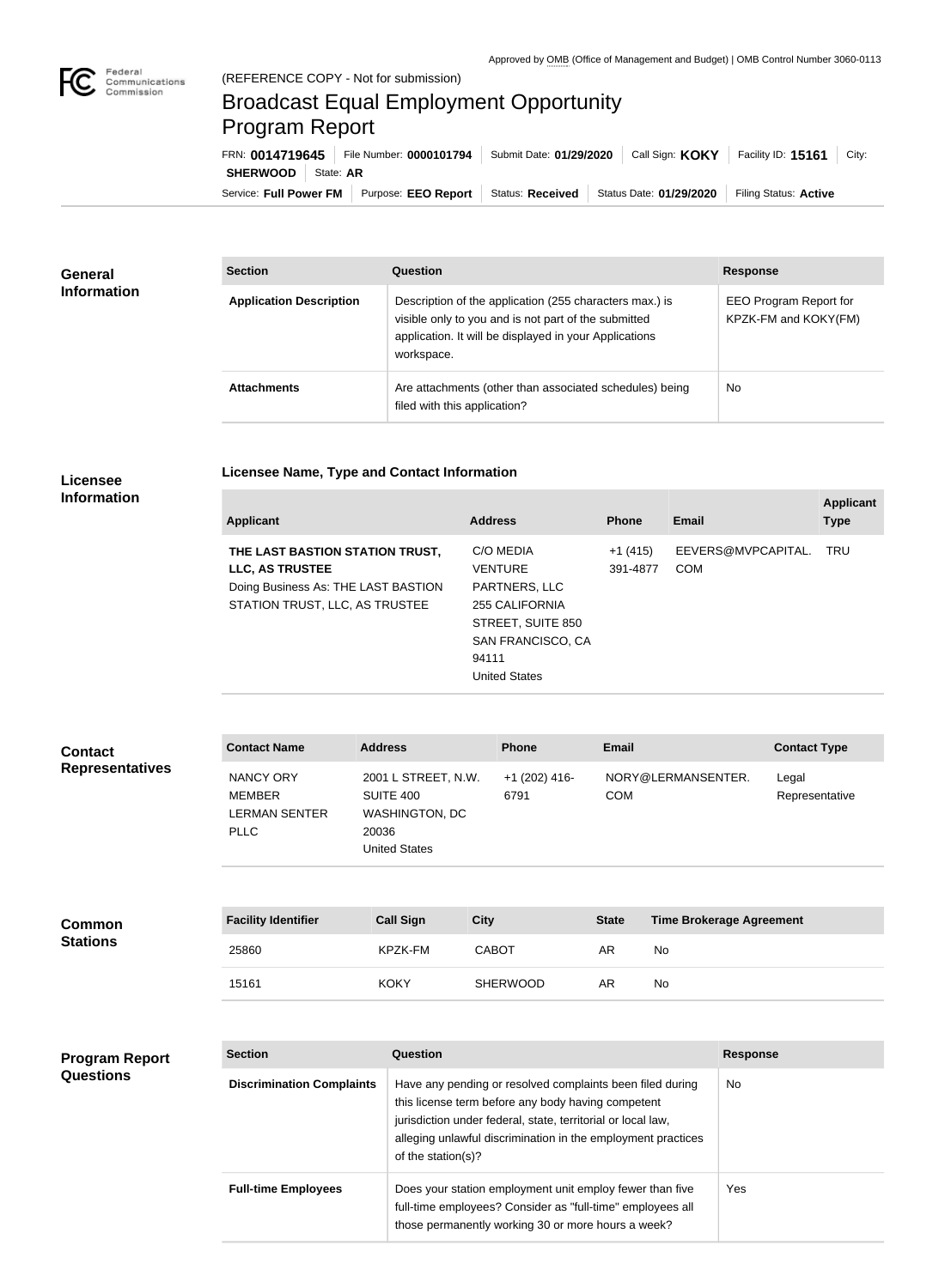Approved by OMB (Office of Management and Budget) | OMB Control Number 3060-0113

(REFERENCE COPY - Not for submission)

# Broadcast Equal Employment Opportunity Program Report

FRN: **0014719645** | File Number: **0000101794** | Submit Date: **01/29/2020** | Call Sign: **KOKY** | Facility ID: **15161** | City: **SHERWOOD** | State: **AR**

Service: **Full Power FM** | Purpose: **EEO Report** | Status: **Received** | Status Date: **01/29/2020** | Filing Status: **Active**

## General Information

| Section | Question | Response |
| --- | --- | --- |
| **Application Description** | Description of the application (255 characters max.) is visible only to you and is not part of the submitted application. It will be displayed in your Applications workspace. | EEO Program Report for KPZK-FM and KOKY(FM) |
| **Attachments** | Are attachments (other than associated schedules) being filed with this application? | No |

## Licensee Information

**Licensee Name, Type and Contact Information**

| Applicant | Address | Phone | Email | Applicant Type |
| --- | --- | --- | --- | --- |
| **THE LAST BASTION STATION TRUST, LLC, AS TRUSTEE** Doing Business As: THE LAST BASTION STATION TRUST, LLC, AS TRUSTEE | C/O MEDIA VENTURE PARTNERS, LLC 255 CALIFORNIA STREET, SUITE 850 SAN FRANCISCO, CA 94111 United States | +1 (415) 391-4877 | EEVERS@MVPCAPITAL.COM | TRU |

## Contact Representatives

| Contact Name | Address | Phone | Email | Contact Type |
| --- | --- | --- | --- | --- |
| NANCY ORY MEMBER LERMAN SENTER PLLC | 2001 L STREET, N.W. SUITE 400 WASHINGTON, DC 20036 United States | +1 (202) 416-6791 | NORY@LERMANSENTER.COM | Legal Representative |

## Common Stations

| Facility Identifier | Call Sign | City | State | Time Brokerage Agreement |
| --- | --- | --- | --- | --- |
| 25860 | KPZK-FM | CABOT | AR | No |
| 15161 | KOKY | SHERWOOD | AR | No |

## Program Report Questions

| Section | Question | Response |
| --- | --- | --- |
| **Discrimination Complaints** | Have any pending or resolved complaints been filed during this license term before any body having competent jurisdiction under federal, state, territorial or local law, alleging unlawful discrimination in the employment practices of the station(s)? | No |
| **Full-time Employees** | Does your station employment unit employ fewer than five full-time employees? Consider as "full-time" employees all those permanently working 30 or more hours a week? | Yes |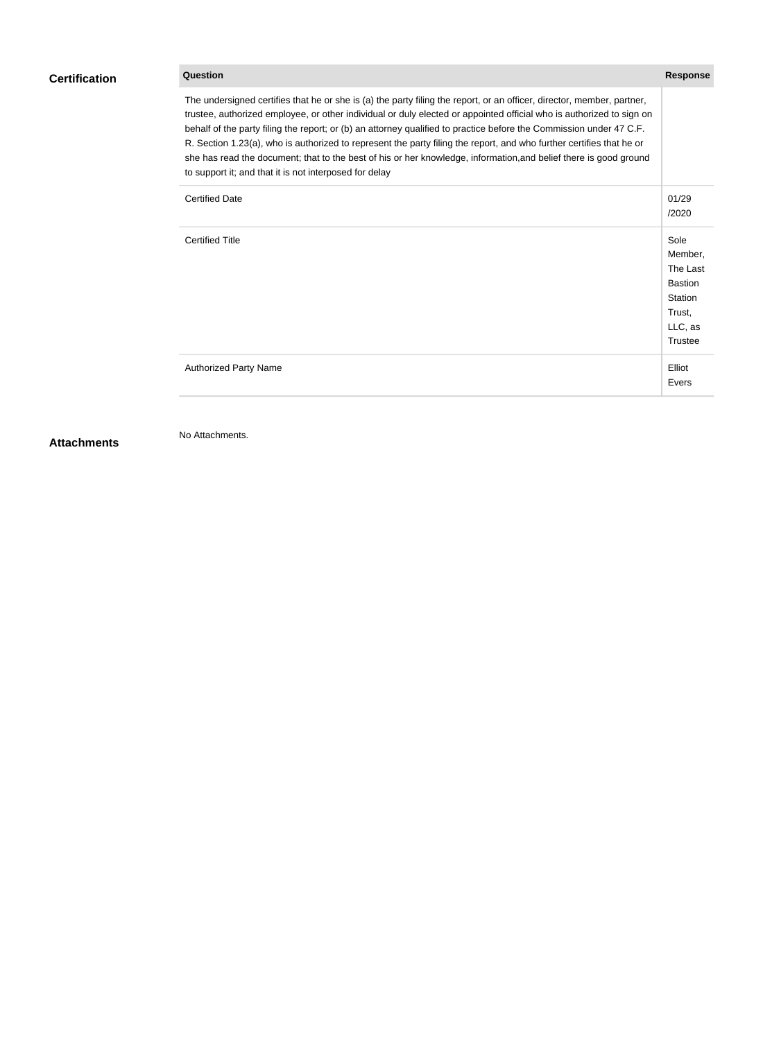## Certification

| Question | Response |
| --- | --- |
| The undersigned certifies that he or she is (a) the party filing the report, or an officer, director, member, partner, trustee, authorized employee, or other individual or duly elected or appointed official who is authorized to sign on behalf of the party filing the report; or (b) an attorney qualified to practice before the Commission under 47 C.F. R. Section 1.23(a), who is authorized to represent the party filing the report, and who further certifies that he or she has read the document; that to the best of his or her knowledge, information,and belief there is good ground to support it; and that it is not interposed for delay | |
| Certified Date | 01/29/2020 |
| Certified Title | Sole Member, The Last Bastion Station Trust, LLC, as Trustee |
| Authorized Party Name | Elliot Evers |

## Attachments

No Attachments.